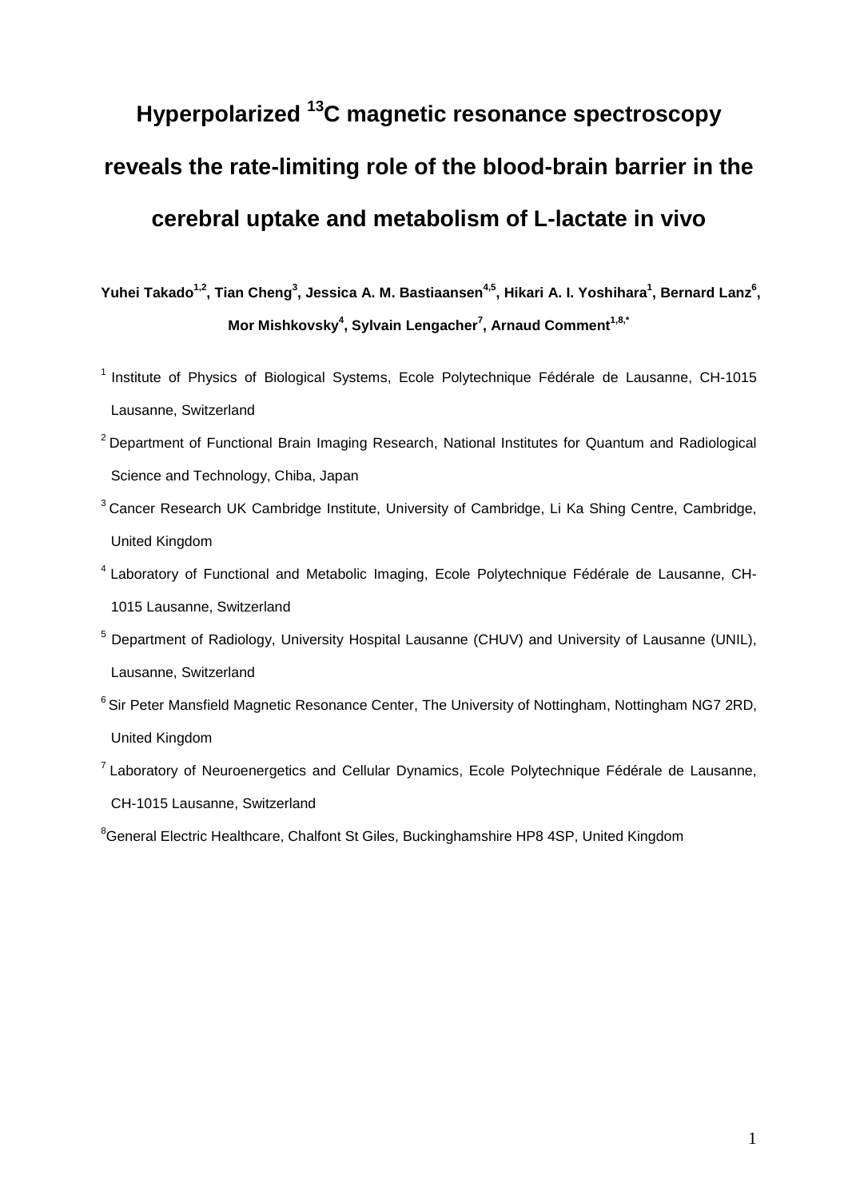# Hyperpolarized $^{13}$C magnetic resonance spectroscopy reveals the rate-limiting role of the blood-brain barrier in the cerebral uptake and metabolism of L-lactate in vivo

**Yuhei Takado[1,2], Tian Cheng[3], Jessica A. M. Bastiaansen[4,5], Hikari A. I. Yoshihara[1], Bernard Lanz[6], Mor Mishkovsky[4], Sylvain Lengacher[7], Arnaud Comment[1,8,*]**

[1] Institute of Physics of Biological Systems, Ecole Polytechnique Fédérale de Lausanne, CH-1015 Lausanne, Switzerland

[2] Department of Functional Brain Imaging Research, National Institutes for Quantum and Radiological Science and Technology, Chiba, Japan

[3] Cancer Research UK Cambridge Institute, University of Cambridge, Li Ka Shing Centre, Cambridge, United Kingdom

[4] Laboratory of Functional and Metabolic Imaging, Ecole Polytechnique Fédérale de Lausanne, CH-1015 Lausanne, Switzerland

[5] Department of Radiology, University Hospital Lausanne (CHUV) and University of Lausanne (UNIL), Lausanne, Switzerland

[6] Sir Peter Mansfield Magnetic Resonance Center, The University of Nottingham, Nottingham NG7 2RD, United Kingdom

[7] Laboratory of Neuroenergetics and Cellular Dynamics, Ecole Polytechnique Fédérale de Lausanne, CH-1015 Lausanne, Switzerland

[8] General Electric Healthcare, Chalfont St Giles, Buckinghamshire HP8 4SP, United Kingdom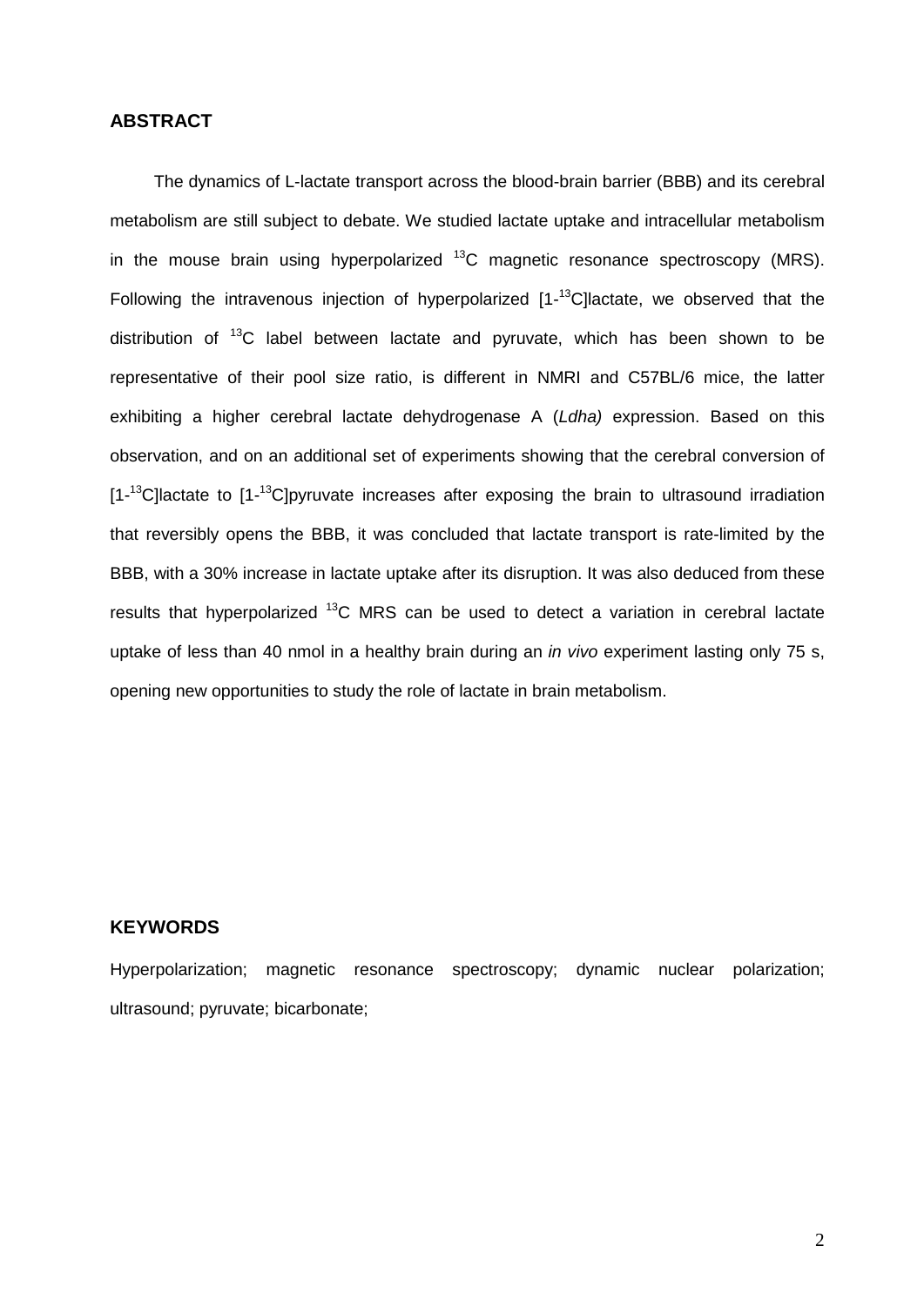## ABSTRACT

The dynamics of L-lactate transport across the blood-brain barrier (BBB) and its cerebral metabolism are still subject to debate. We studied lactate uptake and intracellular metabolism in the mouse brain using hyperpolarized $^{13}C$ magnetic resonance spectroscopy (MRS). Following the intravenous injection of hyperpolarized [1-$^{13}C$]lactate, we observed that the distribution of $^{13}C$ label between lactate and pyruvate, which has been shown to be representative of their pool size ratio, is different in NMRI and C57BL/6 mice, the latter exhibiting a higher cerebral lactate dehydrogenase A (*Ldha)* expression. Based on this observation, and on an additional set of experiments showing that the cerebral conversion of [1-$^{13}C$]lactate to [1-$^{13}C$]pyruvate increases after exposing the brain to ultrasound irradiation that reversibly opens the BBB, it was concluded that lactate transport is rate-limited by the BBB, with a 30% increase in lactate uptake after its disruption. It was also deduced from these results that hyperpolarized $^{13}C$ MRS can be used to detect a variation in cerebral lactate uptake of less than 40 nmol in a healthy brain during an *in vivo* experiment lasting only 75 s, opening new opportunities to study the role of lactate in brain metabolism.

## KEYWORDS

Hyperpolarization; magnetic resonance spectroscopy; dynamic nuclear polarization; ultrasound; pyruvate; bicarbonate;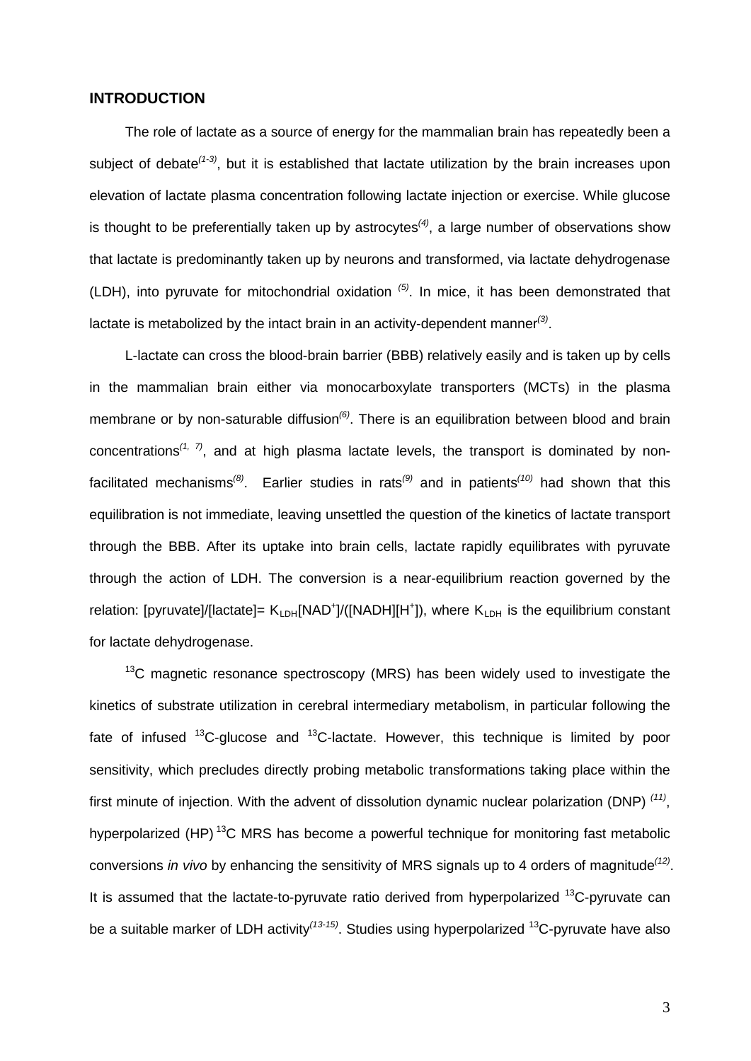## INTRODUCTION

The role of lactate as a source of energy for the mammalian brain has repeatedly been a subject of debate[1-3], but it is established that lactate utilization by the brain increases upon elevation of lactate plasma concentration following lactate injection or exercise. While glucose is thought to be preferentially taken up by astrocytes[4], a large number of observations show that lactate is predominantly taken up by neurons and transformed, via lactate dehydrogenase (LDH), into pyruvate for mitochondrial oxidation [5]. In mice, it has been demonstrated that lactate is metabolized by the intact brain in an activity-dependent manner[3].

L-lactate can cross the blood-brain barrier (BBB) relatively easily and is taken up by cells in the mammalian brain either via monocarboxylate transporters (MCTs) in the plasma membrane or by non-saturable diffusion[6]. There is an equilibration between blood and brain concentrations[1, 7], and at high plasma lactate levels, the transport is dominated by non-facilitated mechanisms[8]. Earlier studies in rats[9] and in patients[10] had shown that this equilibration is not immediate, leaving unsettled the question of the kinetics of lactate transport through the BBB. After its uptake into brain cells, lactate rapidly equilibrates with pyruvate through the action of LDH. The conversion is a near-equilibrium reaction governed by the relation: $[\text{pyruvate}]/[\text{lactate}] = K_{LDH}[NAD^+]/([NADH][H^+])$, where $K_{LDH}$ is the equilibrium constant for lactate dehydrogenase.

$^{13}C$ magnetic resonance spectroscopy (MRS) has been widely used to investigate the kinetics of substrate utilization in cerebral intermediary metabolism, in particular following the fate of infused $^{13}C$-glucose and $^{13}C$-lactate. However, this technique is limited by poor sensitivity, which precludes directly probing metabolic transformations taking place within the first minute of injection. With the advent of dissolution dynamic nuclear polarization (DNP) [11], hyperpolarized (HP) $^{13}C$ MRS has become a powerful technique for monitoring fast metabolic conversions *in vivo* by enhancing the sensitivity of MRS signals up to 4 orders of magnitude[12]. It is assumed that the lactate-to-pyruvate ratio derived from hyperpolarized $^{13}C$-pyruvate can be a suitable marker of LDH activity[13-15]. Studies using hyperpolarized $^{13}C$-pyruvate have also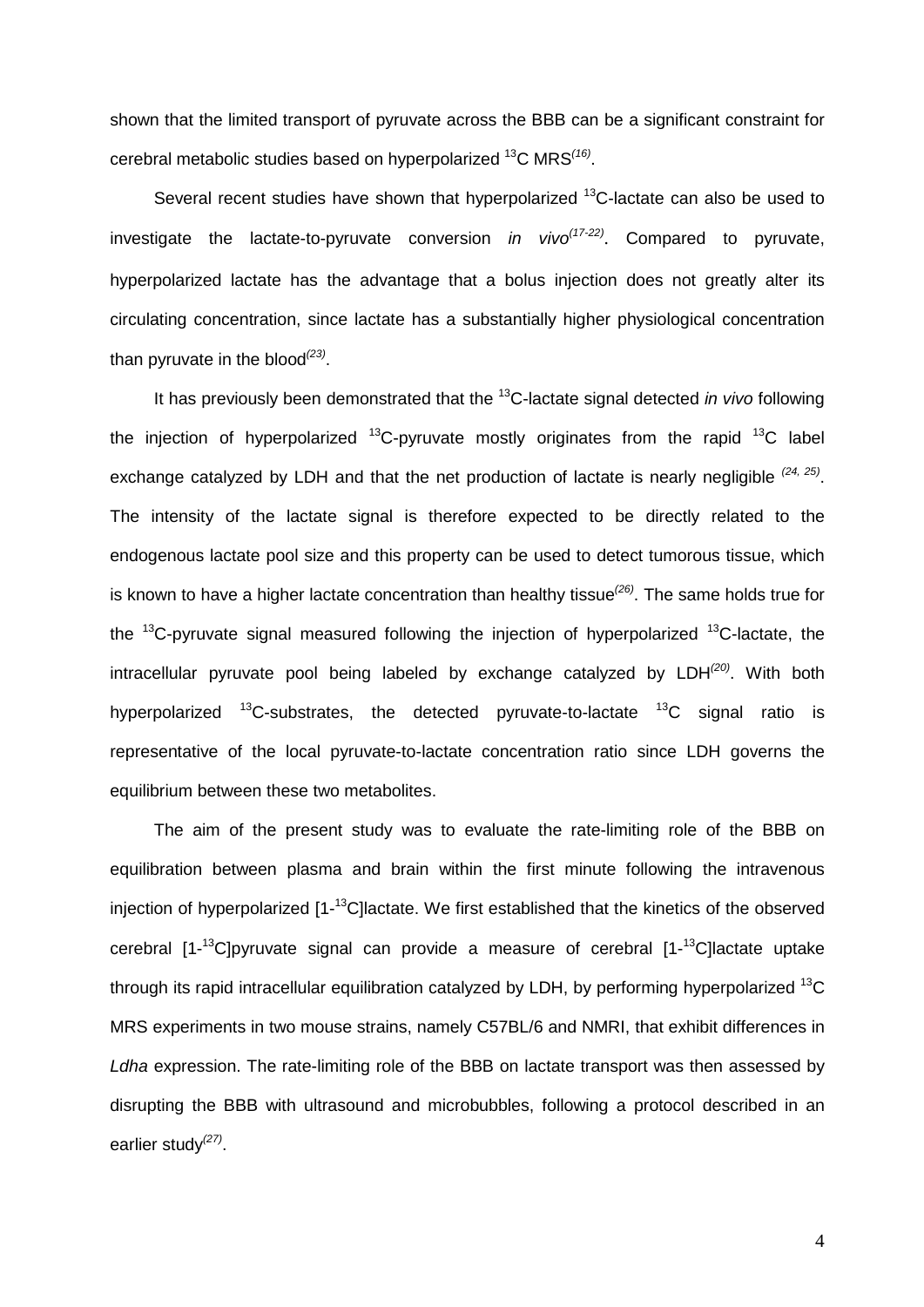shown that the limited transport of pyruvate across the BBB can be a significant constraint for cerebral metabolic studies based on hyperpolarized $^{13}$C MRS[16].

Several recent studies have shown that hyperpolarized $^{13}$C-lactate can also be used to investigate the lactate-to-pyruvate conversion *in vivo*[17-22]. Compared to pyruvate, hyperpolarized lactate has the advantage that a bolus injection does not greatly alter its circulating concentration, since lactate has a substantially higher physiological concentration than pyruvate in the blood[23].

It has previously been demonstrated that the $^{13}$C-lactate signal detected *in vivo* following the injection of hyperpolarized $^{13}$C-pyruvate mostly originates from the rapid $^{13}$C label exchange catalyzed by LDH and that the net production of lactate is nearly negligible [24, 25]. The intensity of the lactate signal is therefore expected to be directly related to the endogenous lactate pool size and this property can be used to detect tumorous tissue, which is known to have a higher lactate concentration than healthy tissue[26]. The same holds true for the $^{13}$C-pyruvate signal measured following the injection of hyperpolarized $^{13}$C-lactate, the intracellular pyruvate pool being labeled by exchange catalyzed by LDH[20]. With both hyperpolarized $^{13}$C-substrates, the detected pyruvate-to-lactate $^{13}$C signal ratio is representative of the local pyruvate-to-lactate concentration ratio since LDH governs the equilibrium between these two metabolites.

The aim of the present study was to evaluate the rate-limiting role of the BBB on equilibration between plasma and brain within the first minute following the intravenous injection of hyperpolarized [1-$^{13}$C]lactate. We first established that the kinetics of the observed cerebral [1-$^{13}$C]pyruvate signal can provide a measure of cerebral [1-$^{13}$C]lactate uptake through its rapid intracellular equilibration catalyzed by LDH, by performing hyperpolarized $^{13}$C MRS experiments in two mouse strains, namely C57BL/6 and NMRI, that exhibit differences in *Ldha* expression. The rate-limiting role of the BBB on lactate transport was then assessed by disrupting the BBB with ultrasound and microbubbles, following a protocol described in an earlier study[27].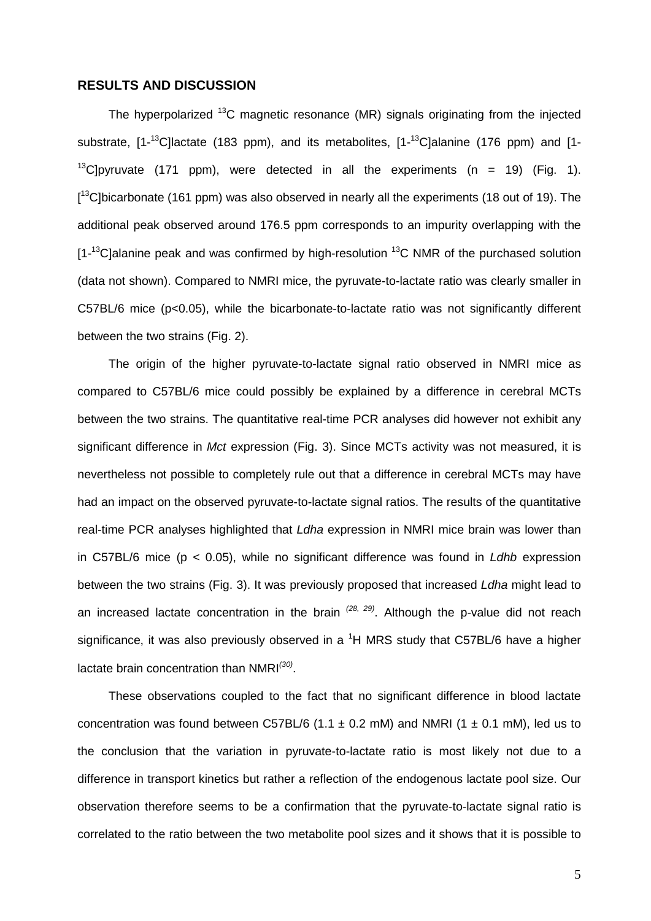## RESULTS AND DISCUSSION

The hyperpolarized $^{13}C$ magnetic resonance (MR) signals originating from the injected substrate, [1-$^{13}$C]lactate (183 ppm), and its metabolites, [1-$^{13}$C]alanine (176 ppm) and [1-$^{13}$C]pyruvate (171 ppm), were detected in all the experiments (n = 19) (Fig. 1). [$^{13}$C]bicarbonate (161 ppm) was also observed in nearly all the experiments (18 out of 19). The additional peak observed around 176.5 ppm corresponds to an impurity overlapping with the [1-$^{13}$C]alanine peak and was confirmed by high-resolution $^{13}C$ NMR of the purchased solution (data not shown). Compared to NMRI mice, the pyruvate-to-lactate ratio was clearly smaller in C57BL/6 mice ($p<0.05$), while the bicarbonate-to-lactate ratio was not significantly different between the two strains (Fig. 2).

The origin of the higher pyruvate-to-lactate signal ratio observed in NMRI mice as compared to C57BL/6 mice could possibly be explained by a difference in cerebral MCTs between the two strains. The quantitative real-time PCR analyses did however not exhibit any significant difference in *Mct* expression (Fig. 3). Since MCTs activity was not measured, it is nevertheless not possible to completely rule out that a difference in cerebral MCTs may have had an impact on the observed pyruvate-to-lactate signal ratios. The results of the quantitative real-time PCR analyses highlighted that *Ldha* expression in NMRI mice brain was lower than in C57BL/6 mice ($p < 0.05$), while no significant difference was found in *Ldhb* expression between the two strains (Fig. 3). It was previously proposed that increased *Ldha* might lead to an increased lactate concentration in the brain [28, 29]. Although the p-value did not reach significance, it was also previously observed in a $^{1}H$ MRS study that C57BL/6 have a higher lactate brain concentration than NMRI[30].

These observations coupled to the fact that no significant difference in blood lactate concentration was found between C57BL/6 ($1.1 \pm 0.2$ mM) and NMRI ($1 \pm 0.1$ mM), led us to the conclusion that the variation in pyruvate-to-lactate ratio is most likely not due to a difference in transport kinetics but rather a reflection of the endogenous lactate pool size. Our observation therefore seems to be a confirmation that the pyruvate-to-lactate signal ratio is correlated to the ratio between the two metabolite pool sizes and it shows that it is possible to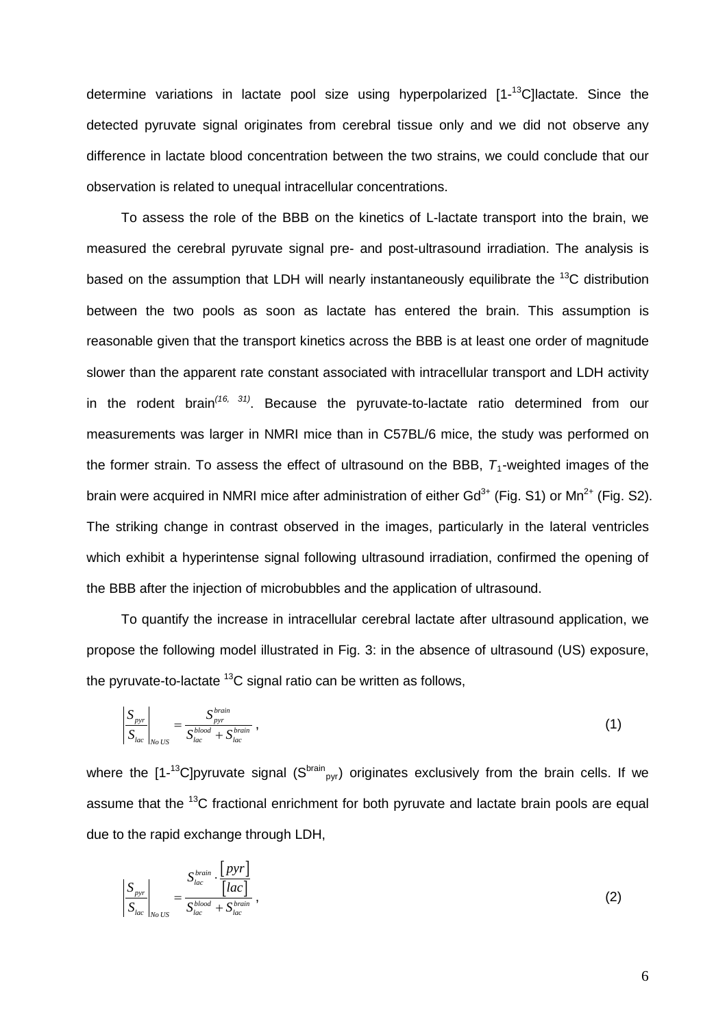determine variations in lactate pool size using hyperpolarized [1-$^{13}$C]lactate. Since the detected pyruvate signal originates from cerebral tissue only and we did not observe any difference in lactate blood concentration between the two strains, we could conclude that our observation is related to unequal intracellular concentrations.

To assess the role of the BBB on the kinetics of L-lactate transport into the brain, we measured the cerebral pyruvate signal pre- and post-ultrasound irradiation. The analysis is based on the assumption that LDH will nearly instantaneously equilibrate the $^{13}$C distribution between the two pools as soon as lactate has entered the brain. This assumption is reasonable given that the transport kinetics across the BBB is at least one order of magnitude slower than the apparent rate constant associated with intracellular transport and LDH activity in the rodent brain[16, 31]. Because the pyruvate-to-lactate ratio determined from our measurements was larger in NMRI mice than in C57BL/6 mice, the study was performed on the former strain. To assess the effect of ultrasound on the BBB, $T_1$-weighted images of the brain were acquired in NMRI mice after administration of either $Gd^{3+}$ (Fig. S1) or $Mn^{2+}$ (Fig. S2). The striking change in contrast observed in the images, particularly in the lateral ventricles which exhibit a hyperintense signal following ultrasound irradiation, confirmed the opening of the BBB after the injection of microbubbles and the application of ultrasound.

To quantify the increase in intracellular cerebral lactate after ultrasound application, we propose the following model illustrated in Fig. 3: in the absence of ultrasound (US) exposure, the pyruvate-to-lactate $^{13}$C signal ratio can be written as follows,

$$\left.\frac{S_{pyr}}{S_{lac}}\right|_{No\,US} = \frac{S_{pyr}^{brain}}{S_{lac}^{blood} + S_{lac}^{brain}}, \tag{1}$$

where the [1-$^{13}$C]pyruvate signal ($S^{brain}_{pyr}$) originates exclusively from the brain cells. If we assume that the $^{13}$C fractional enrichment for both pyruvate and lactate brain pools are equal due to the rapid exchange through LDH,

$$\left.\frac{S_{pyr}}{S_{lac}}\right|_{No\,US} = \frac{S_{lac}^{brain} \cdot \dfrac{[pyr]}{[lac]}}{S_{lac}^{blood} + S_{lac}^{brain}}, \tag{2}$$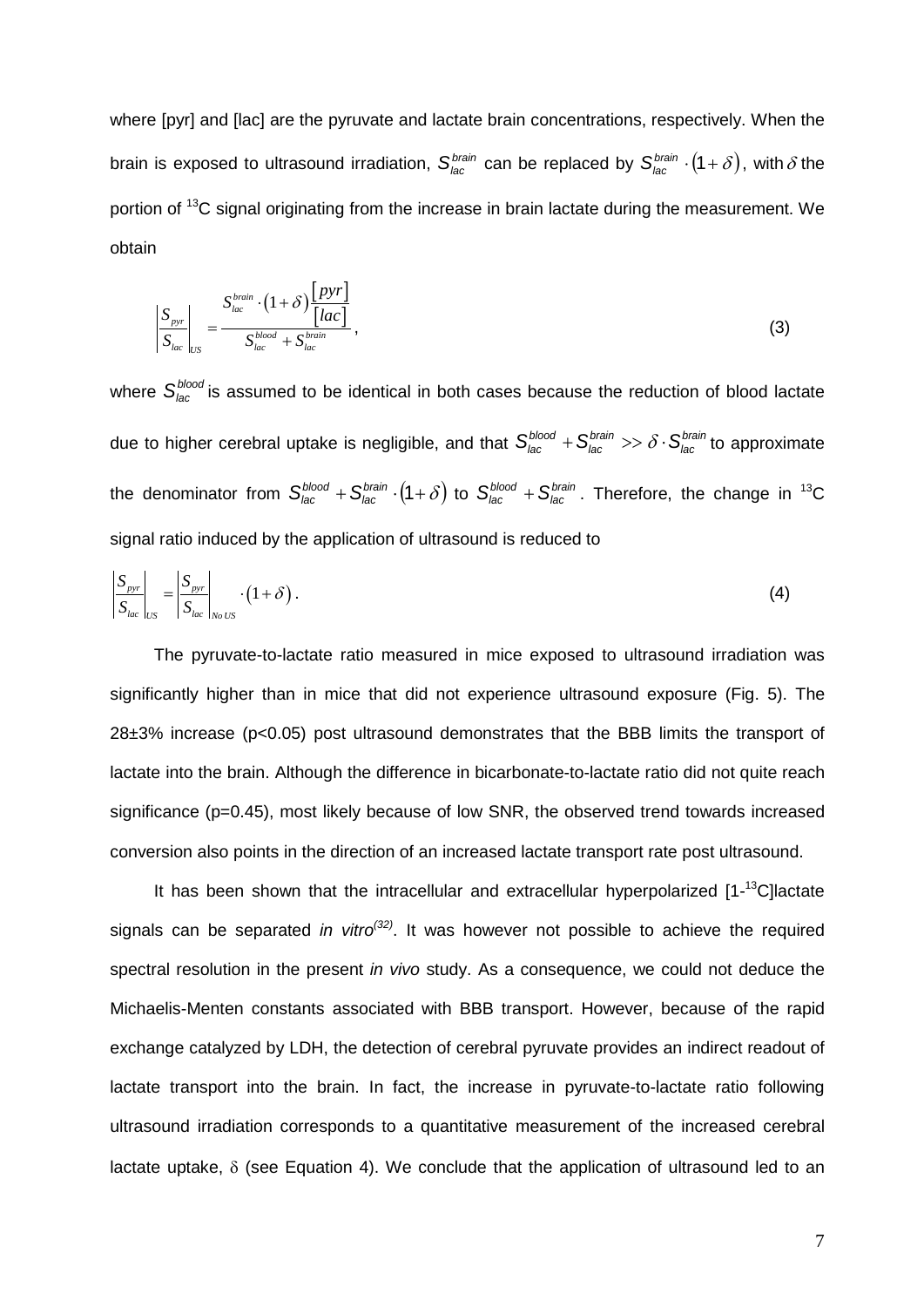where [pyr] and [lac] are the pyruvate and lactate brain concentrations, respectively. When the brain is exposed to ultrasound irradiation, $S_{lac}^{brain}$ can be replaced by $S_{lac}^{brain} \cdot (1+\delta)$, with $\delta$ the portion of $^{13}$C signal originating from the increase in brain lactate during the measurement. We obtain

$$\left|\frac{S_{pyr}}{S_{lac}}\right|_{US} = \frac{S_{lac}^{brain} \cdot (1+\delta)\dfrac{[pyr]}{[lac]}}{S_{lac}^{blood} + S_{lac}^{brain}}, \tag{3}$$

where $S_{lac}^{blood}$ is assumed to be identical in both cases because the reduction of blood lactate due to higher cerebral uptake is negligible, and that $S_{lac}^{blood} + S_{lac}^{brain} >> \delta \cdot S_{lac}^{brain}$ to approximate the denominator from $S_{lac}^{blood} + S_{lac}^{brain} \cdot (1+\delta)$ to $S_{lac}^{blood} + S_{lac}^{brain}$. Therefore, the change in $^{13}$C signal ratio induced by the application of ultrasound is reduced to

$$\left|\frac{S_{pyr}}{S_{lac}}\right|_{US} = \left|\frac{S_{pyr}}{S_{lac}}\right|_{No\,US} \cdot (1+\delta). \tag{4}$$

The pyruvate-to-lactate ratio measured in mice exposed to ultrasound irradiation was significantly higher than in mice that did not experience ultrasound exposure (Fig. 5). The 28±3% increase ($p<0.05$) post ultrasound demonstrates that the BBB limits the transport of lactate into the brain. Although the difference in bicarbonate-to-lactate ratio did not quite reach significance ($p=0.45$), most likely because of low SNR, the observed trend towards increased conversion also points in the direction of an increased lactate transport rate post ultrasound.

It has been shown that the intracellular and extracellular hyperpolarized [1-$^{13}$C]lactate signals can be separated *in vitro*[32]. It was however not possible to achieve the required spectral resolution in the present *in vivo* study. As a consequence, we could not deduce the Michaelis-Menten constants associated with BBB transport. However, because of the rapid exchange catalyzed by LDH, the detection of cerebral pyruvate provides an indirect readout of lactate transport into the brain. In fact, the increase in pyruvate-to-lactate ratio following ultrasound irradiation corresponds to a quantitative measurement of the increased cerebral lactate uptake, $\delta$ (see Equation 4). We conclude that the application of ultrasound led to an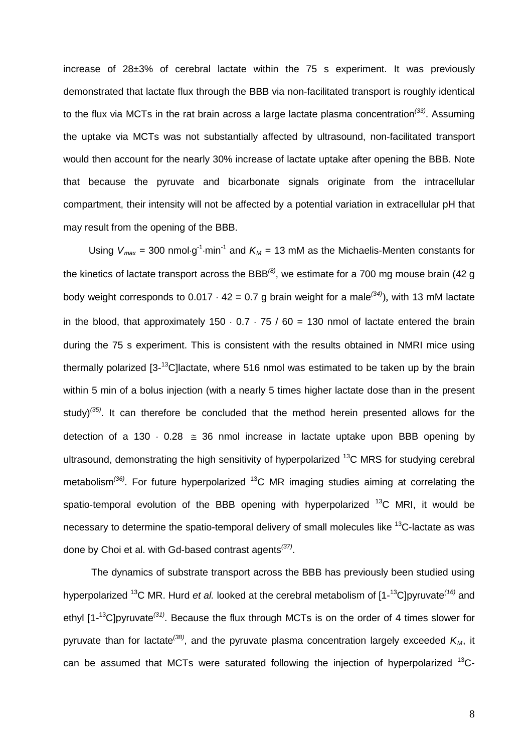increase of 28±3% of cerebral lactate within the 75 s experiment. It was previously demonstrated that lactate flux through the BBB via non-facilitated transport is roughly identical to the flux via MCTs in the rat brain across a large lactate plasma concentration[(33)]. Assuming the uptake via MCTs was not substantially affected by ultrasound, non-facilitated transport would then account for the nearly 30% increase of lactate uptake after opening the BBB. Note that because the pyruvate and bicarbonate signals originate from the intracellular compartment, their intensity will not be affected by a potential variation in extracellular pH that may result from the opening of the BBB.

Using $V_{max}$ = 300 nmol·g$^{-1}$·min$^{-1}$ and $K_M$ = 13 mM as the Michaelis-Menten constants for the kinetics of lactate transport across the BBB[(8)], we estimate for a 700 mg mouse brain (42 g body weight corresponds to $0.017 \cdot 42 = 0.7$ g brain weight for a male[(34)]), with 13 mM lactate in the blood, that approximately $150 \cdot 0.7 \cdot 75 / 60 = 130$ nmol of lactate entered the brain during the 75 s experiment. This is consistent with the results obtained in NMRI mice using thermally polarized [3-$^{13}$C]lactate, where 516 nmol was estimated to be taken up by the brain within 5 min of a bolus injection (with a nearly 5 times higher lactate dose than in the present study)[(35)]. It can therefore be concluded that the method herein presented allows for the detection of a $130 \cdot 0.28 \cong 36$ nmol increase in lactate uptake upon BBB opening by ultrasound, demonstrating the high sensitivity of hyperpolarized $^{13}$C MRS for studying cerebral metabolism[(36)]. For future hyperpolarized $^{13}$C MR imaging studies aiming at correlating the spatio-temporal evolution of the BBB opening with hyperpolarized $^{13}$C MRI, it would be necessary to determine the spatio-temporal delivery of small molecules like $^{13}$C-lactate as was done by Choi et al. with Gd-based contrast agents[(37)].

The dynamics of substrate transport across the BBB has previously been studied using hyperpolarized $^{13}$C MR. Hurd *et al.* looked at the cerebral metabolism of [1-$^{13}$C]pyruvate[(16)] and ethyl [1-$^{13}$C]pyruvate[(31)]. Because the flux through MCTs is on the order of 4 times slower for pyruvate than for lactate[(38)], and the pyruvate plasma concentration largely exceeded $K_M$, it can be assumed that MCTs were saturated following the injection of hyperpolarized $^{13}$C-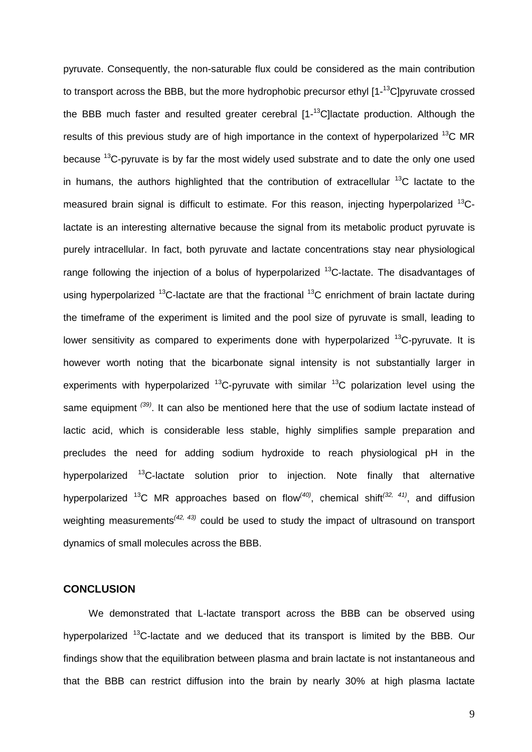pyruvate. Consequently, the non-saturable flux could be considered as the main contribution to transport across the BBB, but the more hydrophobic precursor ethyl [1-$^{13}$C]pyruvate crossed the BBB much faster and resulted greater cerebral [1-$^{13}$C]lactate production. Although the results of this previous study are of high importance in the context of hyperpolarized $^{13}$C MR because $^{13}$C-pyruvate is by far the most widely used substrate and to date the only one used in humans, the authors highlighted that the contribution of extracellular $^{13}$C lactate to the measured brain signal is difficult to estimate. For this reason, injecting hyperpolarized $^{13}$C-lactate is an interesting alternative because the signal from its metabolic product pyruvate is purely intracellular. In fact, both pyruvate and lactate concentrations stay near physiological range following the injection of a bolus of hyperpolarized $^{13}$C-lactate. The disadvantages of using hyperpolarized $^{13}$C-lactate are that the fractional $^{13}$C enrichment of brain lactate during the timeframe of the experiment is limited and the pool size of pyruvate is small, leading to lower sensitivity as compared to experiments done with hyperpolarized $^{13}$C-pyruvate. It is however worth noting that the bicarbonate signal intensity is not substantially larger in experiments with hyperpolarized $^{13}$C-pyruvate with similar $^{13}$C polarization level using the same equipment [(39)]. It can also be mentioned here that the use of sodium lactate instead of lactic acid, which is considerable less stable, highly simplifies sample preparation and precludes the need for adding sodium hydroxide to reach physiological pH in the hyperpolarized $^{13}$C-lactate solution prior to injection. Note finally that alternative hyperpolarized $^{13}$C MR approaches based on flow[(40)], chemical shift[(32, 41)], and diffusion weighting measurements[(42, 43)] could be used to study the impact of ultrasound on transport dynamics of small molecules across the BBB.

## CONCLUSION

We demonstrated that L-lactate transport across the BBB can be observed using hyperpolarized $^{13}$C-lactate and we deduced that its transport is limited by the BBB. Our findings show that the equilibration between plasma and brain lactate is not instantaneous and that the BBB can restrict diffusion into the brain by nearly 30% at high plasma lactate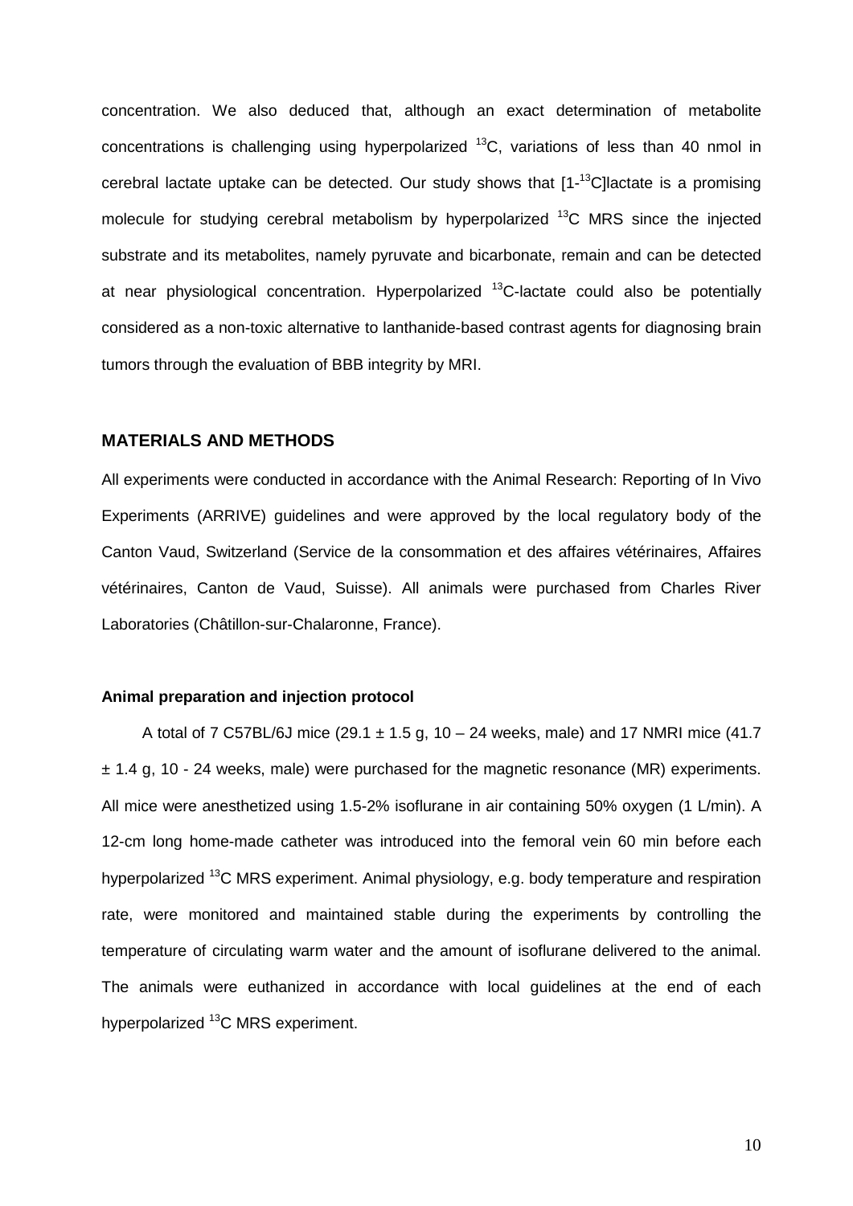concentration. We also deduced that, although an exact determination of metabolite concentrations is challenging using hyperpolarized $^{13}C$, variations of less than 40 nmol in cerebral lactate uptake can be detected. Our study shows that [1-$^{13}C$]lactate is a promising molecule for studying cerebral metabolism by hyperpolarized $^{13}C$ MRS since the injected substrate and its metabolites, namely pyruvate and bicarbonate, remain and can be detected at near physiological concentration. Hyperpolarized $^{13}C$-lactate could also be potentially considered as a non-toxic alternative to lanthanide-based contrast agents for diagnosing brain tumors through the evaluation of BBB integrity by MRI.

## MATERIALS AND METHODS

All experiments were conducted in accordance with the Animal Research: Reporting of In Vivo Experiments (ARRIVE) guidelines and were approved by the local regulatory body of the Canton Vaud, Switzerland (Service de la consommation et des affaires vétérinaires, Affaires vétérinaires, Canton de Vaud, Suisse). All animals were purchased from Charles River Laboratories (Châtillon-sur-Chalaronne, France).

### Animal preparation and injection protocol

A total of 7 C57BL/6J mice (29.1 ± 1.5 g, 10 – 24 weeks, male) and 17 NMRI mice (41.7 ± 1.4 g, 10 - 24 weeks, male) were purchased for the magnetic resonance (MR) experiments. All mice were anesthetized using 1.5-2% isoflurane in air containing 50% oxygen (1 L/min). A 12-cm long home-made catheter was introduced into the femoral vein 60 min before each hyperpolarized $^{13}C$ MRS experiment. Animal physiology, e.g. body temperature and respiration rate, were monitored and maintained stable during the experiments by controlling the temperature of circulating warm water and the amount of isoflurane delivered to the animal. The animals were euthanized in accordance with local guidelines at the end of each hyperpolarized $^{13}C$ MRS experiment.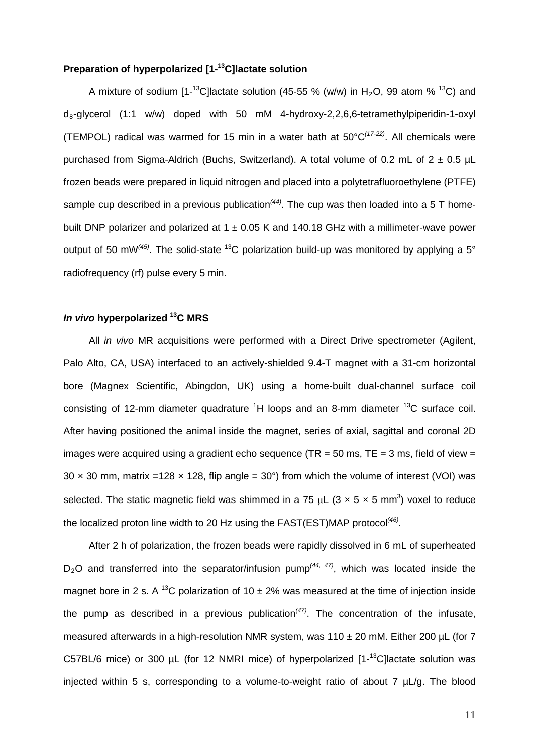**Preparation of hyperpolarized [1-$^{13}$C]lactate solution**

A mixture of sodium [1-$^{13}$C]lactate solution (45-55 % (w/w) in $H_2O$, 99 atom % $^{13}$C) and $d_8$-glycerol (1:1 w/w) doped with 50 mM 4-hydroxy-2,2,6,6-tetramethylpiperidin-1-oxyl (TEMPOL) radical was warmed for 15 min in a water bath at 50°C[(17-22)]. All chemicals were purchased from Sigma-Aldrich (Buchs, Switzerland). A total volume of 0.2 mL of 2 ± 0.5 µL frozen beads were prepared in liquid nitrogen and placed into a polytetrafluoroethylene (PTFE) sample cup described in a previous publication[(44)]. The cup was then loaded into a 5 T home-built DNP polarizer and polarized at 1 ± 0.05 K and 140.18 GHz with a millimeter-wave power output of 50 mW[(45)]. The solid-state $^{13}$C polarization build-up was monitored by applying a 5° radiofrequency (rf) pulse every 5 min.

***In vivo* hyperpolarized $^{13}$C MRS**

All *in vivo* MR acquisitions were performed with a Direct Drive spectrometer (Agilent, Palo Alto, CA, USA) interfaced to an actively-shielded 9.4-T magnet with a 31-cm horizontal bore (Magnex Scientific, Abingdon, UK) using a home-built dual-channel surface coil consisting of 12-mm diameter quadrature $^1$H loops and an 8-mm diameter $^{13}$C surface coil. After having positioned the animal inside the magnet, series of axial, sagittal and coronal 2D images were acquired using a gradient echo sequence (TR = 50 ms, TE = 3 ms, field of view = 30 × 30 mm, matrix =128 × 128, flip angle = 30°) from which the volume of interest (VOI) was selected. The static magnetic field was shimmed in a 75 µL (3 × 5 × 5 mm$^3$) voxel to reduce the localized proton line width to 20 Hz using the FAST(EST)MAP protocol[(46)].

After 2 h of polarization, the frozen beads were rapidly dissolved in 6 mL of superheated $D_2O$ and transferred into the separator/infusion pump[(44, 47)], which was located inside the magnet bore in 2 s. A $^{13}$C polarization of 10 ± 2% was measured at the time of injection inside the pump as described in a previous publication[(47)]. The concentration of the infusate, measured afterwards in a high-resolution NMR system, was 110 ± 20 mM. Either 200 µL (for 7 C57BL/6 mice) or 300 µL (for 12 NMRI mice) of hyperpolarized [1-$^{13}$C]lactate solution was injected within 5 s, corresponding to a volume-to-weight ratio of about 7 µL/g. The blood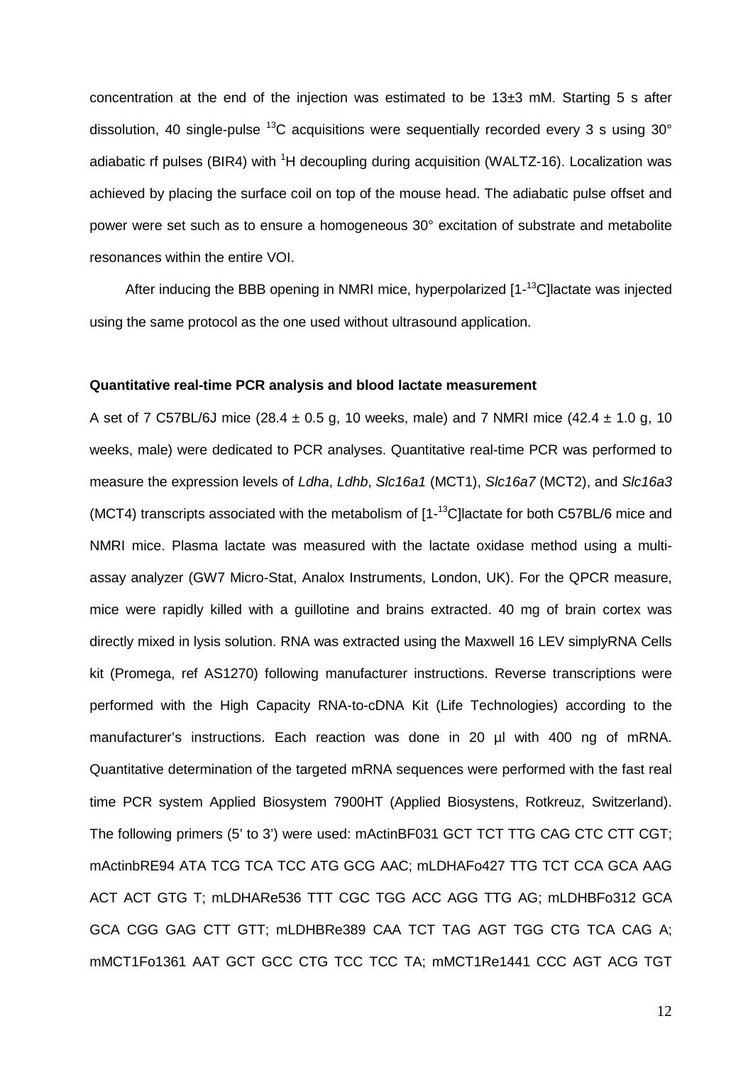concentration at the end of the injection was estimated to be 13±3 mM. Starting 5 s after dissolution, 40 single-pulse $^{13}$C acquisitions were sequentially recorded every 3 s using 30° adiabatic rf pulses (BIR4) with $^{1}$H decoupling during acquisition (WALTZ-16). Localization was achieved by placing the surface coil on top of the mouse head. The adiabatic pulse offset and power were set such as to ensure a homogeneous 30° excitation of substrate and metabolite resonances within the entire VOI.

After inducing the BBB opening in NMRI mice, hyperpolarized [1-$^{13}$C]lactate was injected using the same protocol as the one used without ultrasound application.

**Quantitative real-time PCR analysis and blood lactate measurement**

A set of 7 C57BL/6J mice (28.4 ± 0.5 g, 10 weeks, male) and 7 NMRI mice (42.4 ± 1.0 g, 10 weeks, male) were dedicated to PCR analyses. Quantitative real-time PCR was performed to measure the expression levels of *Ldha*, *Ldhb*, *Slc16a1* (MCT1), *Slc16a7* (MCT2), and *Slc16a3* (MCT4) transcripts associated with the metabolism of [1-$^{13}$C]lactate for both C57BL/6 mice and NMRI mice. Plasma lactate was measured with the lactate oxidase method using a multi-assay analyzer (GW7 Micro-Stat, Analox Instruments, London, UK). For the QPCR measure, mice were rapidly killed with a guillotine and brains extracted. 40 mg of brain cortex was directly mixed in lysis solution. RNA was extracted using the Maxwell 16 LEV simplyRNA Cells kit (Promega, ref AS1270) following manufacturer instructions. Reverse transcriptions were performed with the High Capacity RNA-to-cDNA Kit (Life Technologies) according to the manufacturer's instructions. Each reaction was done in 20 µl with 400 ng of mRNA. Quantitative determination of the targeted mRNA sequences were performed with the fast real time PCR system Applied Biosystem 7900HT (Applied Biosystens, Rotkreuz, Switzerland). The following primers (5' to 3') were used: mActinBF031 GCT TCT TTG CAG CTC CTT CGT; mActinbRE94 ATA TCG TCA TCC ATG GCG AAC; mLDHAFo427 TTG TCT CCA GCA AAG ACT ACT GTG T; mLDHARe536 TTT CGC TGG ACC AGG TTG AG; mLDHBFo312 GCA GCA CGG GAG CTT GTT; mLDHBRe389 CAA TCT TAG AGT TGG CTG TCA CAG A; mMCT1Fo1361 AAT GCT GCC CTG TCC TCC TA; mMCT1Re1441 CCC AGT ACG TGT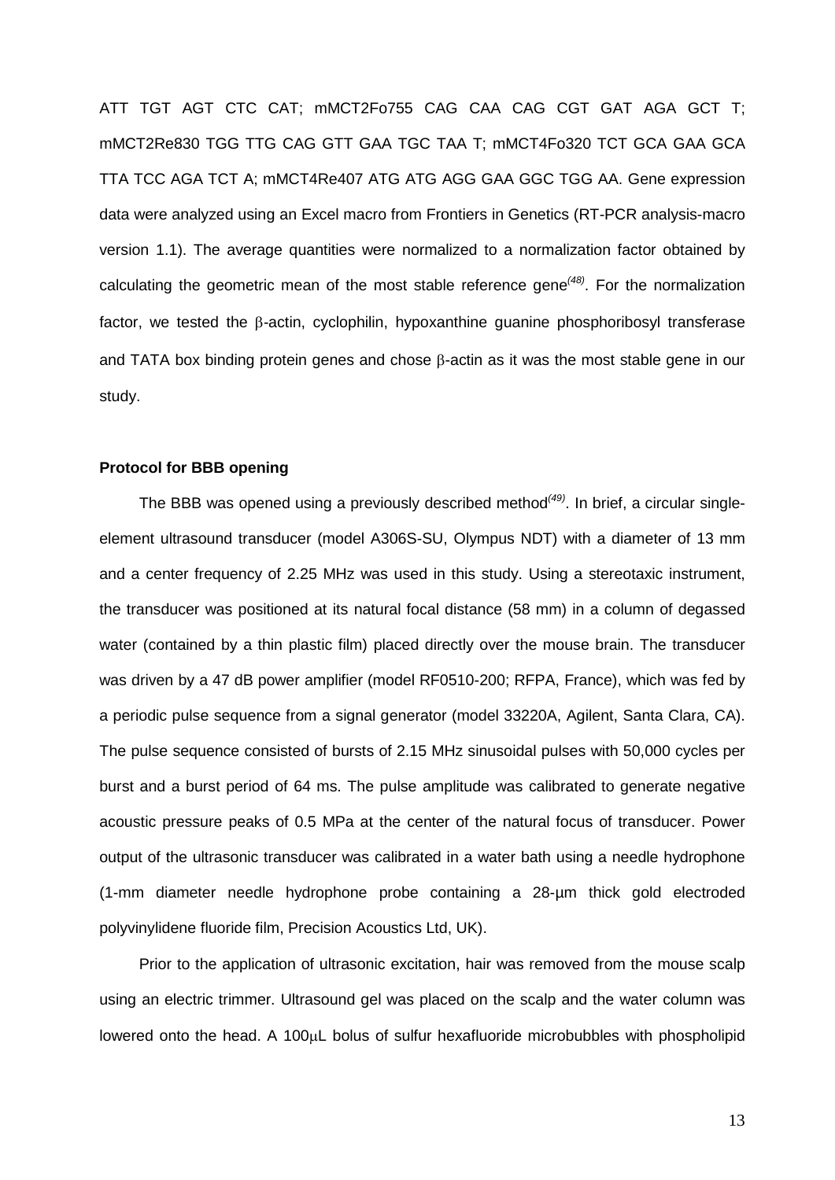ATT TGT AGT CTC CAT; mMCT2Fo755 CAG CAA CAG CGT GAT AGA GCT T; mMCT2Re830 TGG TTG CAG GTT GAA TGC TAA T; mMCT4Fo320 TCT GCA GAA GCA TTA TCC AGA TCT A; mMCT4Re407 ATG ATG AGG GAA GGC TGG AA. Gene expression data were analyzed using an Excel macro from Frontiers in Genetics (RT-PCR analysis-macro version 1.1). The average quantities were normalized to a normalization factor obtained by calculating the geometric mean of the most stable reference gene[(48)]. For the normalization factor, we tested the β-actin, cyclophilin, hypoxanthine guanine phosphoribosyl transferase and TATA box binding protein genes and chose β-actin as it was the most stable gene in our study.

**Protocol for BBB opening**

The BBB was opened using a previously described method[(49)]. In brief, a circular single-element ultrasound transducer (model A306S-SU, Olympus NDT) with a diameter of 13 mm and a center frequency of 2.25 MHz was used in this study. Using a stereotaxic instrument, the transducer was positioned at its natural focal distance (58 mm) in a column of degassed water (contained by a thin plastic film) placed directly over the mouse brain. The transducer was driven by a 47 dB power amplifier (model RF0510-200; RFPA, France), which was fed by a periodic pulse sequence from a signal generator (model 33220A, Agilent, Santa Clara, CA). The pulse sequence consisted of bursts of 2.15 MHz sinusoidal pulses with 50,000 cycles per burst and a burst period of 64 ms. The pulse amplitude was calibrated to generate negative acoustic pressure peaks of 0.5 MPa at the center of the natural focus of transducer. Power output of the ultrasonic transducer was calibrated in a water bath using a needle hydrophone (1-mm diameter needle hydrophone probe containing a 28-μm thick gold electroded polyvinylidene fluoride film, Precision Acoustics Ltd, UK).

Prior to the application of ultrasonic excitation, hair was removed from the mouse scalp using an electric trimmer. Ultrasound gel was placed on the scalp and the water column was lowered onto the head. A 100μL bolus of sulfur hexafluoride microbubbles with phospholipid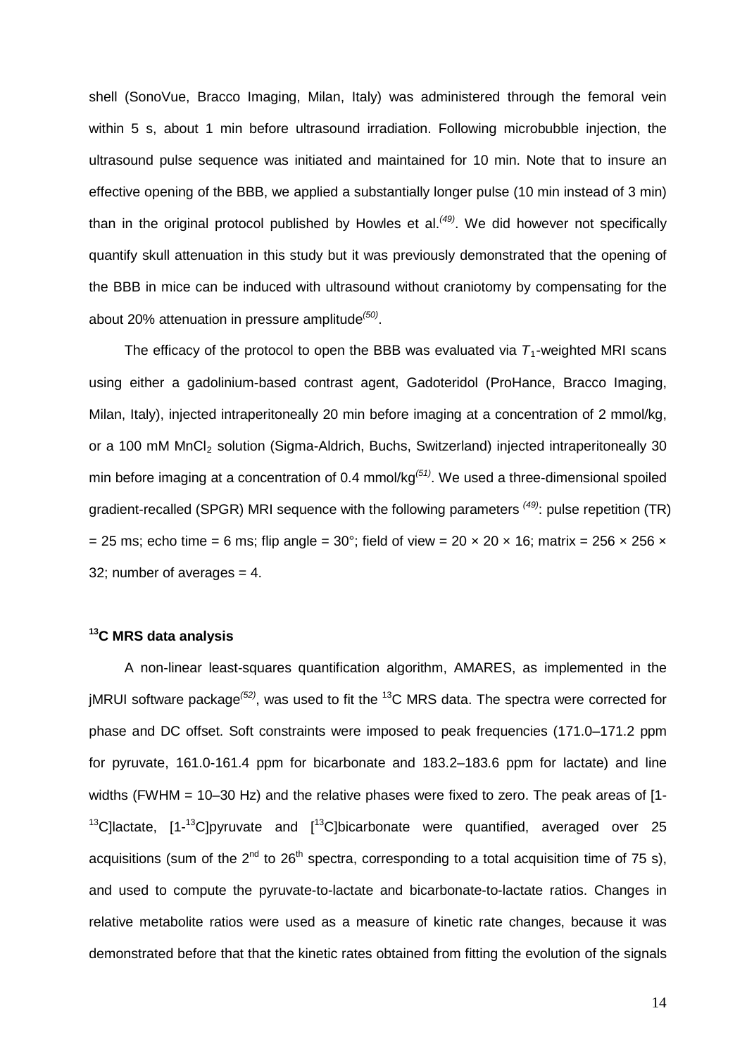shell (SonoVue, Bracco Imaging, Milan, Italy) was administered through the femoral vein within 5 s, about 1 min before ultrasound irradiation. Following microbubble injection, the ultrasound pulse sequence was initiated and maintained for 10 min. Note that to insure an effective opening of the BBB, we applied a substantially longer pulse (10 min instead of 3 min) than in the original protocol published by Howles et al.[(49)]. We did however not specifically quantify skull attenuation in this study but it was previously demonstrated that the opening of the BBB in mice can be induced with ultrasound without craniotomy by compensating for the about 20% attenuation in pressure amplitude[(50)].

The efficacy of the protocol to open the BBB was evaluated via $T_1$-weighted MRI scans using either a gadolinium-based contrast agent, Gadoteridol (ProHance, Bracco Imaging, Milan, Italy), injected intraperitoneally 20 min before imaging at a concentration of 2 mmol/kg, or a 100 mM $MnCl_2$ solution (Sigma-Aldrich, Buchs, Switzerland) injected intraperitoneally 30 min before imaging at a concentration of 0.4 mmol/kg[(51)]. We used a three-dimensional spoiled gradient-recalled (SPGR) MRI sequence with the following parameters [(49)]: pulse repetition (TR) = 25 ms; echo time = 6 ms; flip angle = 30°; field of view = 20 × 20 × 16; matrix = 256 × 256 × 32; number of averages = 4.

## $^{13}$C MRS data analysis

A non-linear least-squares quantification algorithm, AMARES, as implemented in the jMRUI software package[(52)], was used to fit the $^{13}$C MRS data. The spectra were corrected for phase and DC offset. Soft constraints were imposed to peak frequencies (171.0–171.2 ppm for pyruvate, 161.0-161.4 ppm for bicarbonate and 183.2–183.6 ppm for lactate) and line widths (FWHM = 10–30 Hz) and the relative phases were fixed to zero. The peak areas of [1-$^{13}$C]lactate, [1-$^{13}$C]pyruvate and [$^{13}$C]bicarbonate were quantified, averaged over 25 acquisitions (sum of the 2$^{nd}$ to 26$^{th}$ spectra, corresponding to a total acquisition time of 75 s), and used to compute the pyruvate-to-lactate and bicarbonate-to-lactate ratios. Changes in relative metabolite ratios were used as a measure of kinetic rate changes, because it was demonstrated before that that the kinetic rates obtained from fitting the evolution of the signals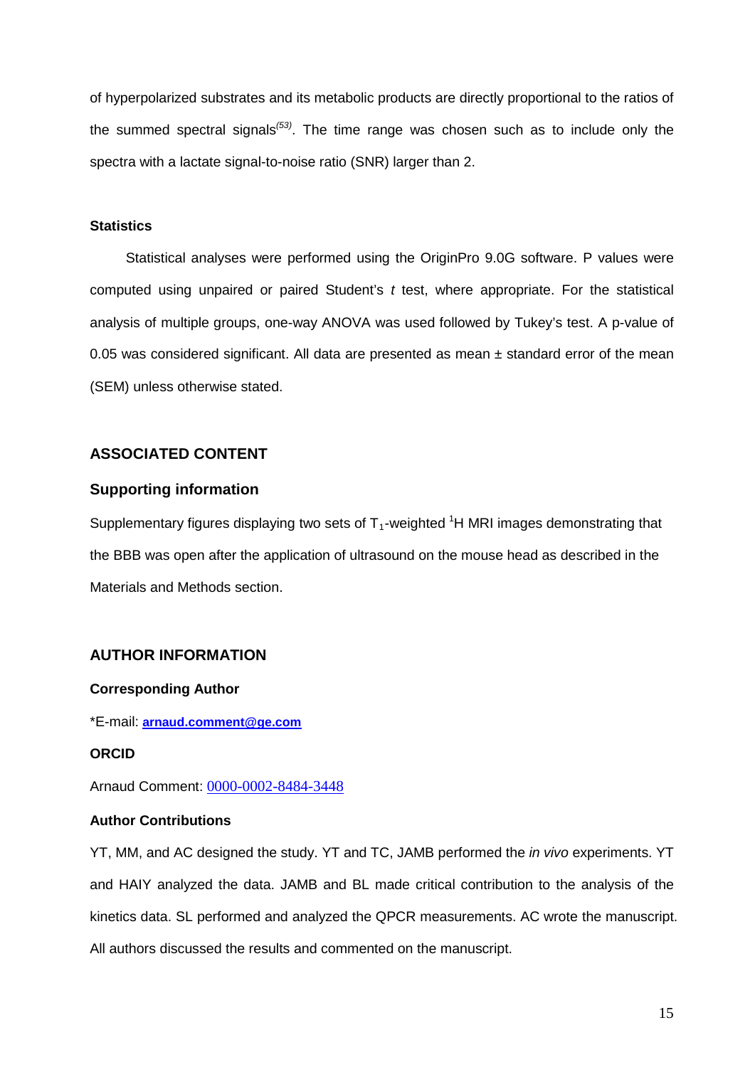of hyperpolarized substrates and its metabolic products are directly proportional to the ratios of the summed spectral signals[(53)]. The time range was chosen such as to include only the spectra with a lactate signal-to-noise ratio (SNR) larger than 2.

### Statistics

Statistical analyses were performed using the OriginPro 9.0G software. P values were computed using unpaired or paired Student's *t* test, where appropriate. For the statistical analysis of multiple groups, one-way ANOVA was used followed by Tukey's test. A p-value of 0.05 was considered significant. All data are presented as mean ± standard error of the mean (SEM) unless otherwise stated.

## ASSOCIATED CONTENT

### Supporting information

Supplementary figures displaying two sets of $T_1$-weighted $^1$H MRI images demonstrating that the BBB was open after the application of ultrasound on the mouse head as described in the Materials and Methods section.

## AUTHOR INFORMATION

**Corresponding Author**

*E-mail: **arnaud.comment@ge.com**

**ORCID**

Arnaud Comment: 0000-0002-8484-3448

**Author Contributions**

YT, MM, and AC designed the study. YT and TC, JAMB performed the *in vivo* experiments. YT and HAIY analyzed the data. JAMB and BL made critical contribution to the analysis of the kinetics data. SL performed and analyzed the QPCR measurements. AC wrote the manuscript. All authors discussed the results and commented on the manuscript.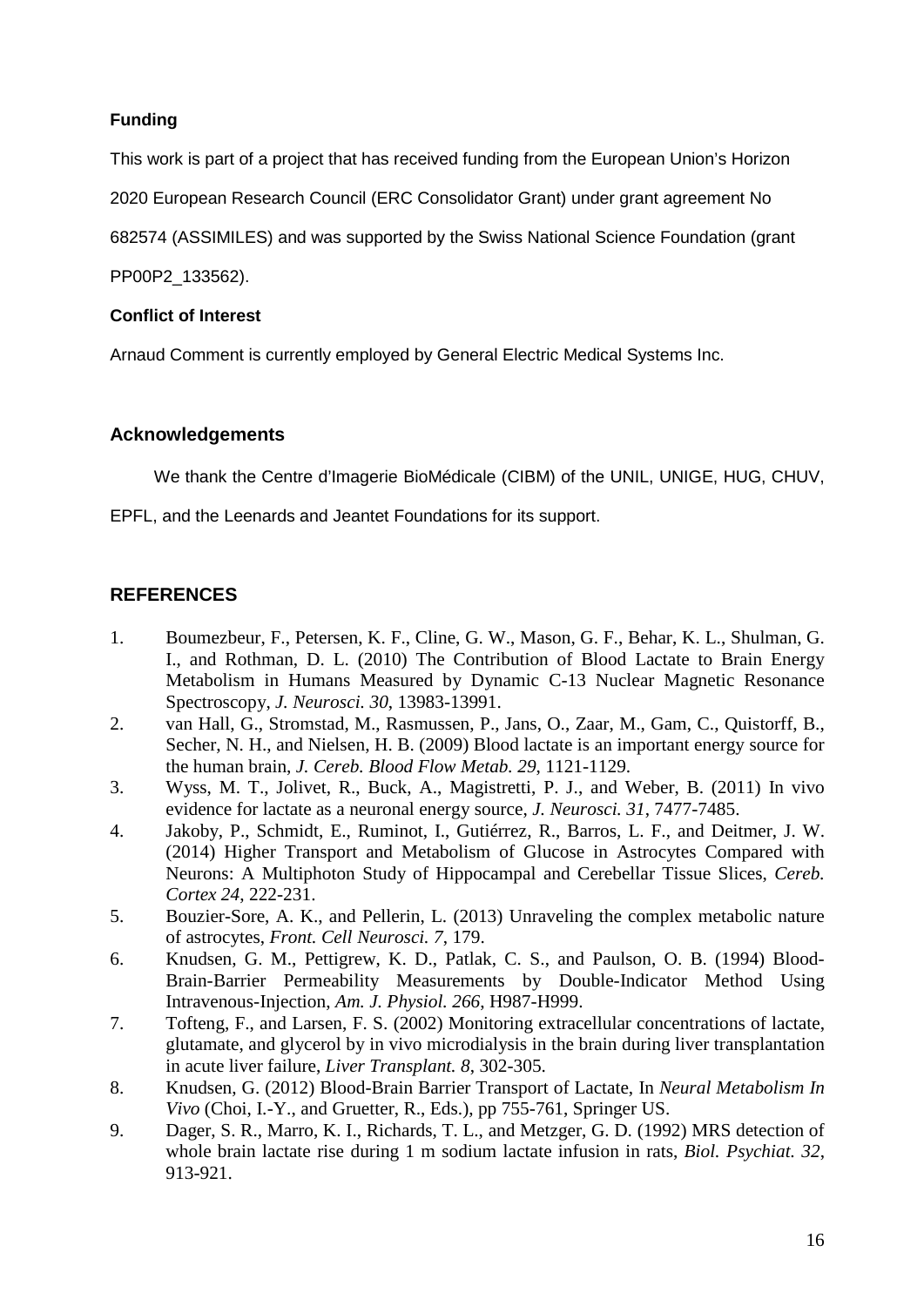**Funding**

This work is part of a project that has received funding from the European Union's Horizon 2020 European Research Council (ERC Consolidator Grant) under grant agreement No 682574 (ASSIMILES) and was supported by the Swiss National Science Foundation (grant PP00P2_133562).

**Conflict of Interest**

Arnaud Comment is currently employed by General Electric Medical Systems Inc.

## Acknowledgements

We thank the Centre d'Imagerie BioMédicale (CIBM) of the UNIL, UNIGE, HUG, CHUV, EPFL, and the Leenards and Jeantet Foundations for its support.

## REFERENCES

1. Boumezbeur, F., Petersen, K. F., Cline, G. W., Mason, G. F., Behar, K. L., Shulman, G. I., and Rothman, D. L. (2010) The Contribution of Blood Lactate to Brain Energy Metabolism in Humans Measured by Dynamic C-13 Nuclear Magnetic Resonance Spectroscopy, *J. Neurosci. 30*, 13983-13991.
2. van Hall, G., Stromstad, M., Rasmussen, P., Jans, O., Zaar, M., Gam, C., Quistorff, B., Secher, N. H., and Nielsen, H. B. (2009) Blood lactate is an important energy source for the human brain, *J. Cereb. Blood Flow Metab. 29*, 1121-1129.
3. Wyss, M. T., Jolivet, R., Buck, A., Magistretti, P. J., and Weber, B. (2011) In vivo evidence for lactate as a neuronal energy source, *J. Neurosci. 31*, 7477-7485.
4. Jakoby, P., Schmidt, E., Ruminot, I., Gutiérrez, R., Barros, L. F., and Deitmer, J. W. (2014) Higher Transport and Metabolism of Glucose in Astrocytes Compared with Neurons: A Multiphoton Study of Hippocampal and Cerebellar Tissue Slices, *Cereb. Cortex 24*, 222-231.
5. Bouzier-Sore, A. K., and Pellerin, L. (2013) Unraveling the complex metabolic nature of astrocytes, *Front. Cell Neurosci. 7*, 179.
6. Knudsen, G. M., Pettigrew, K. D., Patlak, C. S., and Paulson, O. B. (1994) Blood-Brain-Barrier Permeability Measurements by Double-Indicator Method Using Intravenous-Injection, *Am. J. Physiol. 266*, H987-H999.
7. Tofteng, F., and Larsen, F. S. (2002) Monitoring extracellular concentrations of lactate, glutamate, and glycerol by in vivo microdialysis in the brain during liver transplantation in acute liver failure, *Liver Transplant. 8*, 302-305.
8. Knudsen, G. (2012) Blood-Brain Barrier Transport of Lactate, In *Neural Metabolism In Vivo* (Choi, I.-Y., and Gruetter, R., Eds.), pp 755-761, Springer US.
9. Dager, S. R., Marro, K. I., Richards, T. L., and Metzger, G. D. (1992) MRS detection of whole brain lactate rise during 1 m sodium lactate infusion in rats, *Biol. Psychiat. 32*, 913-921.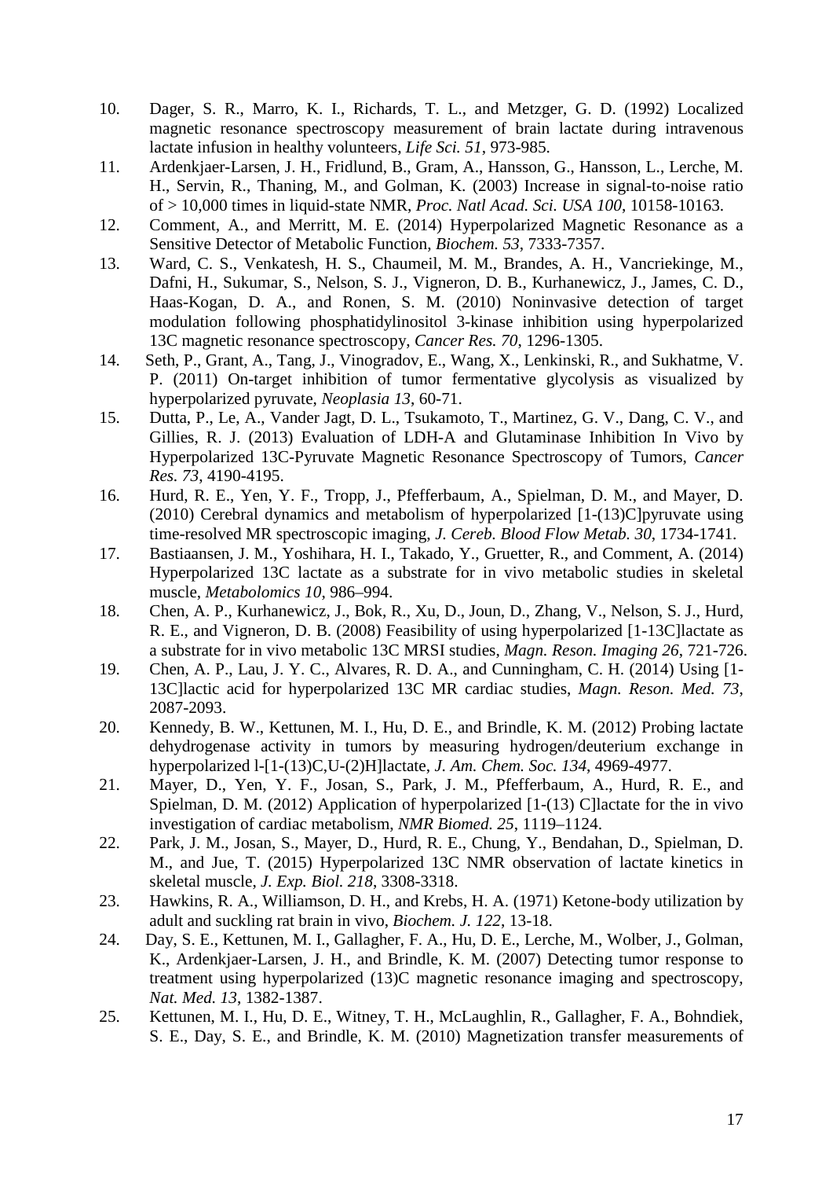10. Dager, S. R., Marro, K. I., Richards, T. L., and Metzger, G. D. (1992) Localized magnetic resonance spectroscopy measurement of brain lactate during intravenous lactate infusion in healthy volunteers, *Life Sci. 51*, 973-985.
11. Ardenkjaer-Larsen, J. H., Fridlund, B., Gram, A., Hansson, G., Hansson, L., Lerche, M. H., Servin, R., Thaning, M., and Golman, K. (2003) Increase in signal-to-noise ratio of > 10,000 times in liquid-state NMR, *Proc. Natl Acad. Sci. USA 100*, 10158-10163.
12. Comment, A., and Merritt, M. E. (2014) Hyperpolarized Magnetic Resonance as a Sensitive Detector of Metabolic Function, *Biochem. 53*, 7333-7357.
13. Ward, C. S., Venkatesh, H. S., Chaumeil, M. M., Brandes, A. H., Vancriekinge, M., Dafni, H., Sukumar, S., Nelson, S. J., Vigneron, D. B., Kurhanewicz, J., James, C. D., Haas-Kogan, D. A., and Ronen, S. M. (2010) Noninvasive detection of target modulation following phosphatidylinositol 3-kinase inhibition using hyperpolarized 13C magnetic resonance spectroscopy, *Cancer Res. 70*, 1296-1305.
14. Seth, P., Grant, A., Tang, J., Vinogradov, E., Wang, X., Lenkinski, R., and Sukhatme, V. P. (2011) On-target inhibition of tumor fermentative glycolysis as visualized by hyperpolarized pyruvate, *Neoplasia 13*, 60-71.
15. Dutta, P., Le, A., Vander Jagt, D. L., Tsukamoto, T., Martinez, G. V., Dang, C. V., and Gillies, R. J. (2013) Evaluation of LDH-A and Glutaminase Inhibition In Vivo by Hyperpolarized 13C-Pyruvate Magnetic Resonance Spectroscopy of Tumors, *Cancer Res. 73*, 4190-4195.
16. Hurd, R. E., Yen, Y. F., Tropp, J., Pfefferbaum, A., Spielman, D. M., and Mayer, D. (2010) Cerebral dynamics and metabolism of hyperpolarized [1-(13)C]pyruvate using time-resolved MR spectroscopic imaging, *J. Cereb. Blood Flow Metab. 30*, 1734-1741.
17. Bastiaansen, J. M., Yoshihara, H. I., Takado, Y., Gruetter, R., and Comment, A. (2014) Hyperpolarized 13C lactate as a substrate for in vivo metabolic studies in skeletal muscle, *Metabolomics 10*, 986–994.
18. Chen, A. P., Kurhanewicz, J., Bok, R., Xu, D., Joun, D., Zhang, V., Nelson, S. J., Hurd, R. E., and Vigneron, D. B. (2008) Feasibility of using hyperpolarized [1-13C]lactate as a substrate for in vivo metabolic 13C MRSI studies, *Magn. Reson. Imaging 26*, 721-726.
19. Chen, A. P., Lau, J. Y. C., Alvares, R. D. A., and Cunningham, C. H. (2014) Using [1-13C]lactic acid for hyperpolarized 13C MR cardiac studies, *Magn. Reson. Med. 73*, 2087-2093.
20. Kennedy, B. W., Kettunen, M. I., Hu, D. E., and Brindle, K. M. (2012) Probing lactate dehydrogenase activity in tumors by measuring hydrogen/deuterium exchange in hyperpolarized l-[1-(13)C,U-(2)H]lactate, *J. Am. Chem. Soc. 134*, 4969-4977.
21. Mayer, D., Yen, Y. F., Josan, S., Park, J. M., Pfefferbaum, A., Hurd, R. E., and Spielman, D. M. (2012) Application of hyperpolarized [1-(13) C]lactate for the in vivo investigation of cardiac metabolism, *NMR Biomed. 25*, 1119–1124.
22. Park, J. M., Josan, S., Mayer, D., Hurd, R. E., Chung, Y., Bendahan, D., Spielman, D. M., and Jue, T. (2015) Hyperpolarized 13C NMR observation of lactate kinetics in skeletal muscle, *J. Exp. Biol. 218*, 3308-3318.
23. Hawkins, R. A., Williamson, D. H., and Krebs, H. A. (1971) Ketone-body utilization by adult and suckling rat brain in vivo, *Biochem. J. 122*, 13-18.
24. Day, S. E., Kettunen, M. I., Gallagher, F. A., Hu, D. E., Lerche, M., Wolber, J., Golman, K., Ardenkjaer-Larsen, J. H., and Brindle, K. M. (2007) Detecting tumor response to treatment using hyperpolarized (13)C magnetic resonance imaging and spectroscopy, *Nat. Med. 13*, 1382-1387.
25. Kettunen, M. I., Hu, D. E., Witney, T. H., McLaughlin, R., Gallagher, F. A., Bohndiek, S. E., Day, S. E., and Brindle, K. M. (2010) Magnetization transfer measurements of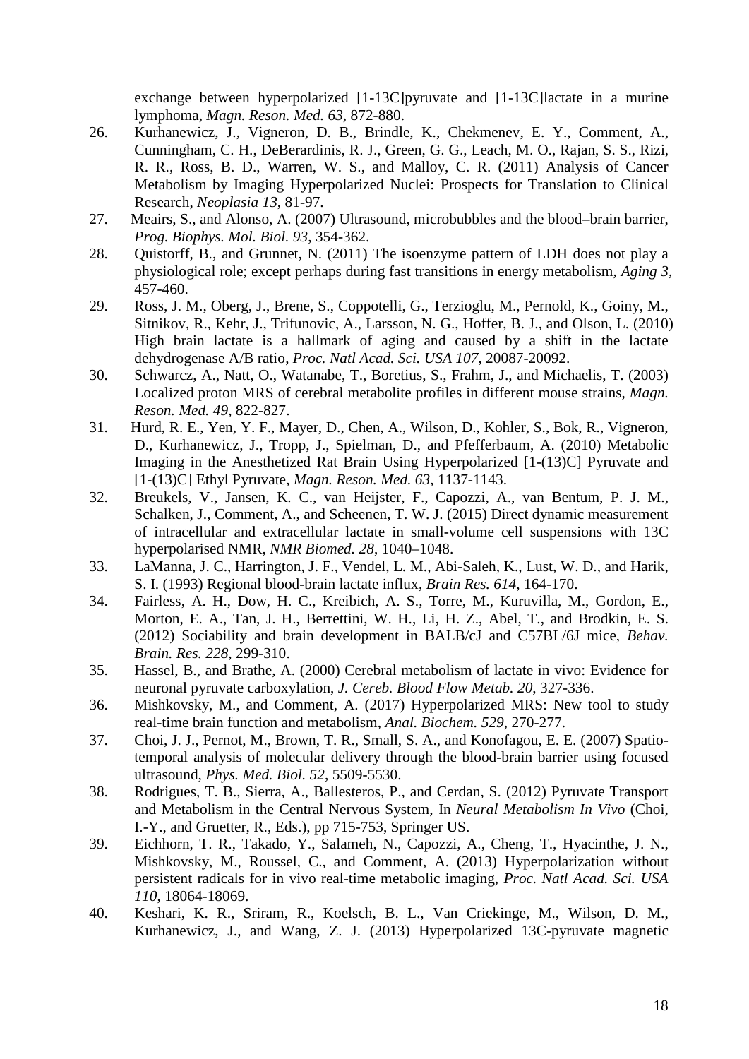exchange between hyperpolarized [1-13C]pyruvate and [1-13C]lactate in a murine lymphoma, *Magn. Reson. Med. 63*, 872-880.

26. Kurhanewicz, J., Vigneron, D. B., Brindle, K., Chekmenev, E. Y., Comment, A., Cunningham, C. H., DeBerardinis, R. J., Green, G. G., Leach, M. O., Rajan, S. S., Rizi, R. R., Ross, B. D., Warren, W. S., and Malloy, C. R. (2011) Analysis of Cancer Metabolism by Imaging Hyperpolarized Nuclei: Prospects for Translation to Clinical Research, *Neoplasia 13*, 81-97.
27. Meairs, S., and Alonso, A. (2007) Ultrasound, microbubbles and the blood–brain barrier, *Prog. Biophys. Mol. Biol. 93*, 354-362.
28. Quistorff, B., and Grunnet, N. (2011) The isoenzyme pattern of LDH does not play a physiological role; except perhaps during fast transitions in energy metabolism, *Aging 3*, 457-460.
29. Ross, J. M., Oberg, J., Brene, S., Coppotelli, G., Terzioglu, M., Pernold, K., Goiny, M., Sitnikov, R., Kehr, J., Trifunovic, A., Larsson, N. G., Hoffer, B. J., and Olson, L. (2010) High brain lactate is a hallmark of aging and caused by a shift in the lactate dehydrogenase A/B ratio, *Proc. Natl Acad. Sci. USA 107*, 20087-20092.
30. Schwarcz, A., Natt, O., Watanabe, T., Boretius, S., Frahm, J., and Michaelis, T. (2003) Localized proton MRS of cerebral metabolite profiles in different mouse strains, *Magn. Reson. Med. 49*, 822-827.
31. Hurd, R. E., Yen, Y. F., Mayer, D., Chen, A., Wilson, D., Kohler, S., Bok, R., Vigneron, D., Kurhanewicz, J., Tropp, J., Spielman, D., and Pfefferbaum, A. (2010) Metabolic Imaging in the Anesthetized Rat Brain Using Hyperpolarized [1-(13)C] Pyruvate and [1-(13)C] Ethyl Pyruvate, *Magn. Reson. Med. 63*, 1137-1143.
32. Breukels, V., Jansen, K. C., van Heijster, F., Capozzi, A., van Bentum, P. J. M., Schalken, J., Comment, A., and Scheenen, T. W. J. (2015) Direct dynamic measurement of intracellular and extracellular lactate in small-volume cell suspensions with 13C hyperpolarised NMR, *NMR Biomed. 28*, 1040–1048.
33. LaManna, J. C., Harrington, J. F., Vendel, L. M., Abi-Saleh, K., Lust, W. D., and Harik, S. I. (1993) Regional blood-brain lactate influx, *Brain Res. 614*, 164-170.
34. Fairless, A. H., Dow, H. C., Kreibich, A. S., Torre, M., Kuruvilla, M., Gordon, E., Morton, E. A., Tan, J. H., Berrettini, W. H., Li, H. Z., Abel, T., and Brodkin, E. S. (2012) Sociability and brain development in BALB/cJ and C57BL/6J mice, *Behav. Brain. Res. 228*, 299-310.
35. Hassel, B., and Brathe, A. (2000) Cerebral metabolism of lactate in vivo: Evidence for neuronal pyruvate carboxylation, *J. Cereb. Blood Flow Metab. 20*, 327-336.
36. Mishkovsky, M., and Comment, A. (2017) Hyperpolarized MRS: New tool to study real-time brain function and metabolism, *Anal. Biochem. 529*, 270-277.
37. Choi, J. J., Pernot, M., Brown, T. R., Small, S. A., and Konofagou, E. E. (2007) Spatio-temporal analysis of molecular delivery through the blood-brain barrier using focused ultrasound, *Phys. Med. Biol. 52*, 5509-5530.
38. Rodrigues, T. B., Sierra, A., Ballesteros, P., and Cerdan, S. (2012) Pyruvate Transport and Metabolism in the Central Nervous System, In *Neural Metabolism In Vivo* (Choi, I.-Y., and Gruetter, R., Eds.), pp 715-753, Springer US.
39. Eichhorn, T. R., Takado, Y., Salameh, N., Capozzi, A., Cheng, T., Hyacinthe, J. N., Mishkovsky, M., Roussel, C., and Comment, A. (2013) Hyperpolarization without persistent radicals for in vivo real-time metabolic imaging, *Proc. Natl Acad. Sci. USA 110*, 18064-18069.
40. Keshari, K. R., Sriram, R., Koelsch, B. L., Van Criekinge, M., Wilson, D. M., Kurhanewicz, J., and Wang, Z. J. (2013) Hyperpolarized 13C-pyruvate magnetic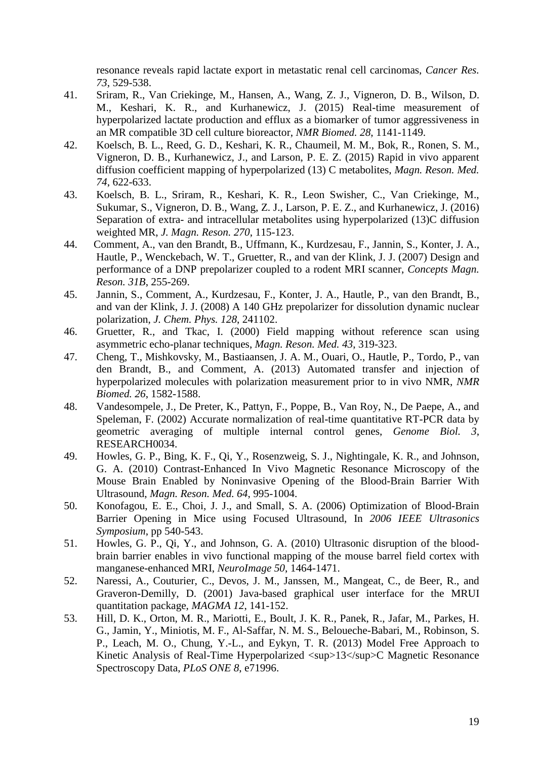resonance reveals rapid lactate export in metastatic renal cell carcinomas, *Cancer Res. 73*, 529-538.

41. Sriram, R., Van Criekinge, M., Hansen, A., Wang, Z. J., Vigneron, D. B., Wilson, D. M., Keshari, K. R., and Kurhanewicz, J. (2015) Real-time measurement of hyperpolarized lactate production and efflux as a biomarker of tumor aggressiveness in an MR compatible 3D cell culture bioreactor, *NMR Biomed. 28*, 1141-1149.
42. Koelsch, B. L., Reed, G. D., Keshari, K. R., Chaumeil, M. M., Bok, R., Ronen, S. M., Vigneron, D. B., Kurhanewicz, J., and Larson, P. E. Z. (2015) Rapid in vivo apparent diffusion coefficient mapping of hyperpolarized (13) C metabolites, *Magn. Reson. Med. 74*, 622-633.
43. Koelsch, B. L., Sriram, R., Keshari, K. R., Leon Swisher, C., Van Criekinge, M., Sukumar, S., Vigneron, D. B., Wang, Z. J., Larson, P. E. Z., and Kurhanewicz, J. (2016) Separation of extra- and intracellular metabolites using hyperpolarized (13)C diffusion weighted MR, *J. Magn. Reson. 270*, 115-123.
44. Comment, A., van den Brandt, B., Uffmann, K., Kurdzesau, F., Jannin, S., Konter, J. A., Hautle, P., Wenckebach, W. T., Gruetter, R., and van der Klink, J. J. (2007) Design and performance of a DNP prepolarizer coupled to a rodent MRI scanner, *Concepts Magn. Reson. 31B*, 255-269.
45. Jannin, S., Comment, A., Kurdzesau, F., Konter, J. A., Hautle, P., van den Brandt, B., and van der Klink, J. J. (2008) A 140 GHz prepolarizer for dissolution dynamic nuclear polarization, *J. Chem. Phys. 128*, 241102.
46. Gruetter, R., and Tkac, I. (2000) Field mapping without reference scan using asymmetric echo-planar techniques, *Magn. Reson. Med. 43*, 319-323.
47. Cheng, T., Mishkovsky, M., Bastiaansen, J. A. M., Ouari, O., Hautle, P., Tordo, P., van den Brandt, B., and Comment, A. (2013) Automated transfer and injection of hyperpolarized molecules with polarization measurement prior to in vivo NMR, *NMR Biomed. 26*, 1582-1588.
48. Vandesompele, J., De Preter, K., Pattyn, F., Poppe, B., Van Roy, N., De Paepe, A., and Speleman, F. (2002) Accurate normalization of real-time quantitative RT-PCR data by geometric averaging of multiple internal control genes, *Genome Biol. 3*, RESEARCH0034.
49. Howles, G. P., Bing, K. F., Qi, Y., Rosenzweig, S. J., Nightingale, K. R., and Johnson, G. A. (2010) Contrast-Enhanced In Vivo Magnetic Resonance Microscopy of the Mouse Brain Enabled by Noninvasive Opening of the Blood-Brain Barrier With Ultrasound, *Magn. Reson. Med. 64*, 995-1004.
50. Konofagou, E. E., Choi, J. J., and Small, S. A. (2006) Optimization of Blood-Brain Barrier Opening in Mice using Focused Ultrasound, In *2006 IEEE Ultrasonics Symposium*, pp 540-543.
51. Howles, G. P., Qi, Y., and Johnson, G. A. (2010) Ultrasonic disruption of the blood-brain barrier enables in vivo functional mapping of the mouse barrel field cortex with manganese-enhanced MRI, *NeuroImage 50*, 1464-1471.
52. Naressi, A., Couturier, C., Devos, J. M., Janssen, M., Mangeat, C., de Beer, R., and Graveron-Demilly, D. (2001) Java-based graphical user interface for the MRUI quantitation package, *MAGMA 12*, 141-152.
53. Hill, D. K., Orton, M. R., Mariotti, E., Boult, J. K. R., Panek, R., Jafar, M., Parkes, H. G., Jamin, Y., Miniotis, M. F., Al-Saffar, N. M. S., Beloueche-Babari, M., Robinson, S. P., Leach, M. O., Chung, Y.-L., and Eykyn, T. R. (2013) Model Free Approach to Kinetic Analysis of Real-Time Hyperpolarized <sup>13</sup>C Magnetic Resonance Spectroscopy Data, *PLoS ONE 8*, e71996.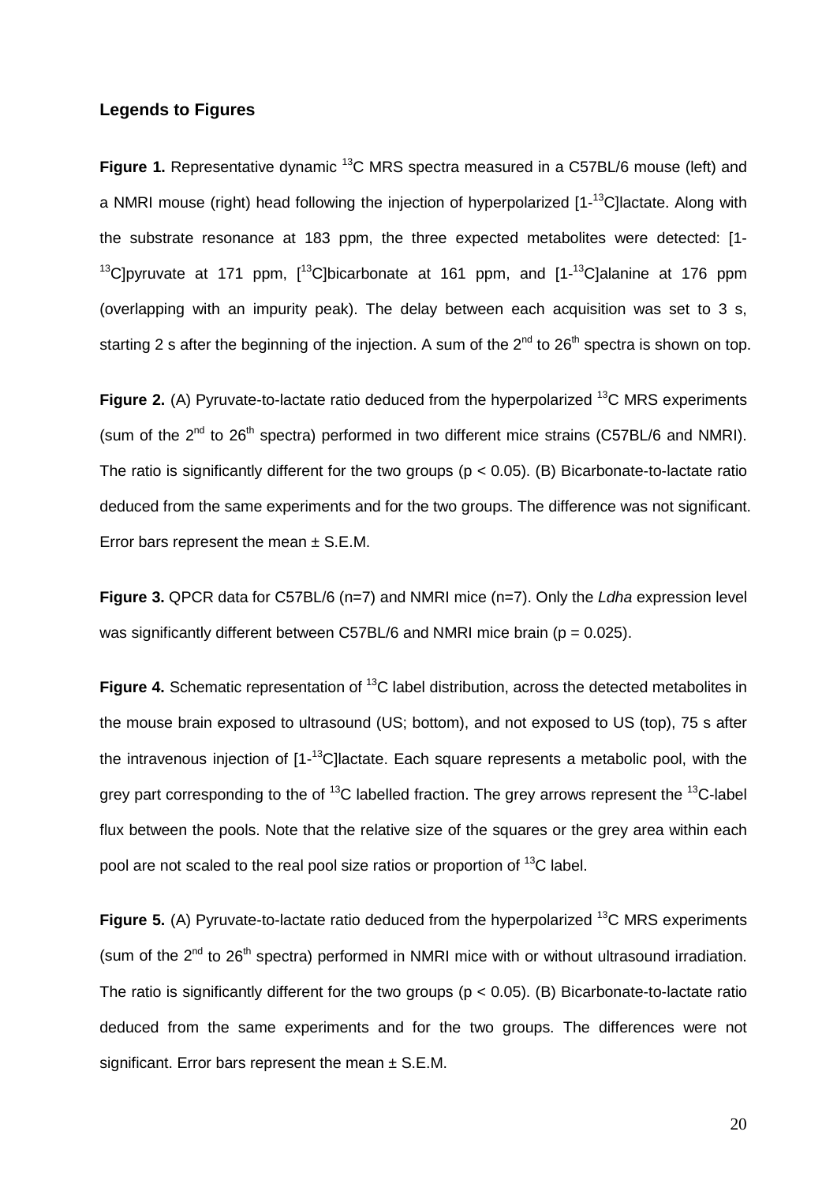### Legends to Figures

**Figure 1.** Representative dynamic $^{13}$C MRS spectra measured in a C57BL/6 mouse (left) and a NMRI mouse (right) head following the injection of hyperpolarized [1-$^{13}$C]lactate. Along with the substrate resonance at 183 ppm, the three expected metabolites were detected: [1-$^{13}$C]pyruvate at 171 ppm, [$^{13}$C]bicarbonate at 161 ppm, and [1-$^{13}$C]alanine at 176 ppm (overlapping with an impurity peak). The delay between each acquisition was set to 3 s, starting 2 s after the beginning of the injection. A sum of the 2$^{nd}$ to 26$^{th}$ spectra is shown on top.

**Figure 2.** (A) Pyruvate-to-lactate ratio deduced from the hyperpolarized $^{13}$C MRS experiments (sum of the 2$^{nd}$ to 26$^{th}$ spectra) performed in two different mice strains (C57BL/6 and NMRI). The ratio is significantly different for the two groups ($p < 0.05$). (B) Bicarbonate-to-lactate ratio deduced from the same experiments and for the two groups. The difference was not significant. Error bars represent the mean ± S.E.M.

**Figure 3.** QPCR data for C57BL/6 (n=7) and NMRI mice (n=7). Only the *Ldha* expression level was significantly different between C57BL/6 and NMRI mice brain ($p = 0.025$).

**Figure 4.** Schematic representation of $^{13}$C label distribution, across the detected metabolites in the mouse brain exposed to ultrasound (US; bottom), and not exposed to US (top), 75 s after the intravenous injection of [1-$^{13}$C]lactate. Each square represents a metabolic pool, with the grey part corresponding to the of $^{13}$C labelled fraction. The grey arrows represent the $^{13}$C-label flux between the pools. Note that the relative size of the squares or the grey area within each pool are not scaled to the real pool size ratios or proportion of $^{13}$C label.

**Figure 5.** (A) Pyruvate-to-lactate ratio deduced from the hyperpolarized $^{13}$C MRS experiments (sum of the 2$^{nd}$ to 26$^{th}$ spectra) performed in NMRI mice with or without ultrasound irradiation. The ratio is significantly different for the two groups ($p < 0.05$). (B) Bicarbonate-to-lactate ratio deduced from the same experiments and for the two groups. The differences were not significant. Error bars represent the mean ± S.E.M.